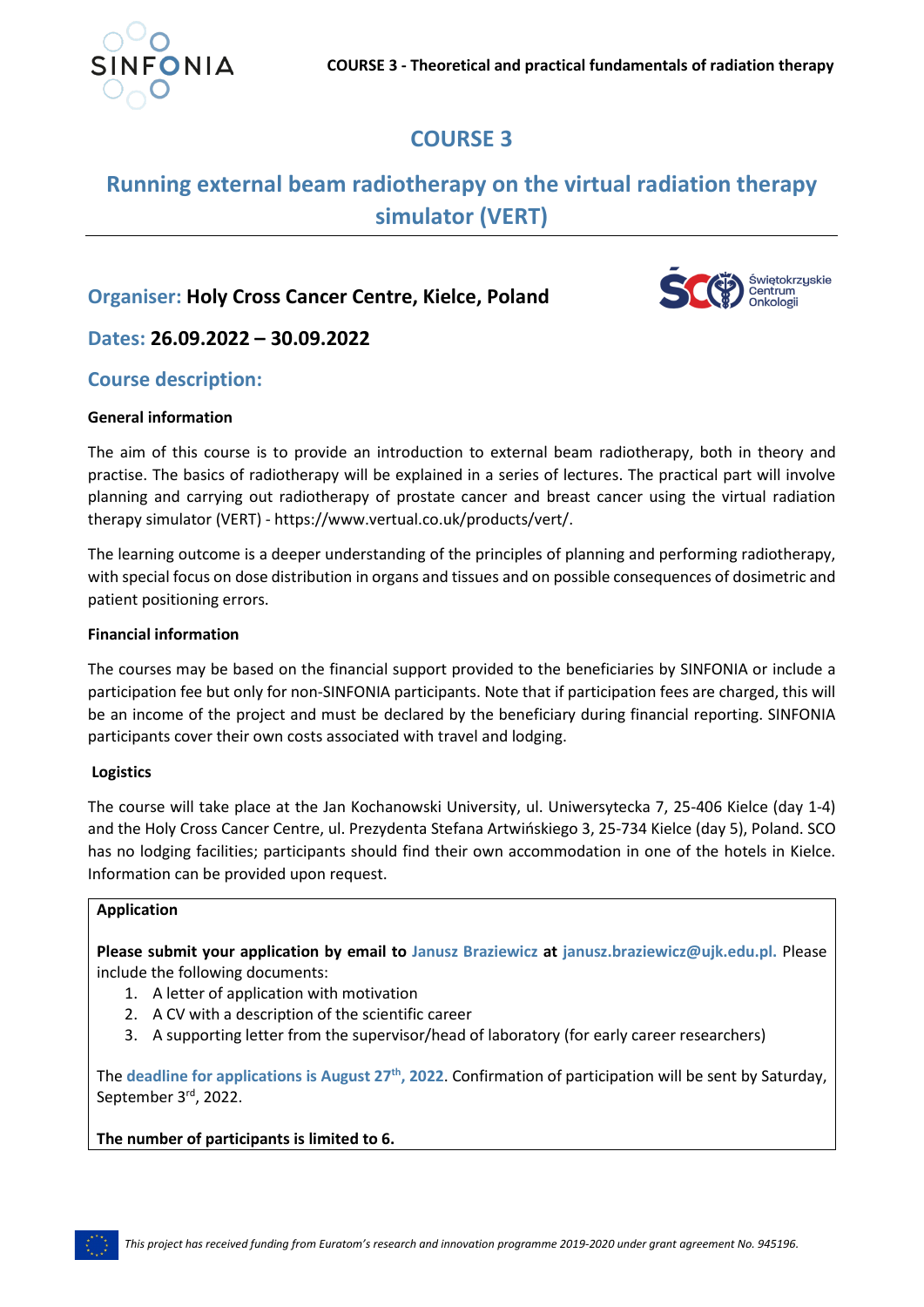# COURSE 3

## Running external beam radiotherapy on the virtual radiation therapy simulator (VERT)

### Organiser: **Holy Cross Cancer Centre, Kielce, Poland**

### Dates: **26.09.2022 – 30.09.2022**

### Course description:

**General information**

The aim of this course is to provide an introduction to external beam radiotherapy, both in theory and practise. The basics of radiotherapy will be explained in a series of lectures. The practical part will involve planning and carrying out radiotherapy of prostate cancer and breast cancer using the virtual radiation therapy simulator (VERT) - https://www.vertual.co.uk/products/vert/.

The learning outcome is a deeper understanding of the principles of planning and performing radiotherapy, with special focus on dose distribution in organs and tissues and on possible consequences of dosimetric and patient positioning errors.

**Financial information**

The courses may be based on the financial support provided to the beneficiaries by SINFONIA or include a participation fee but only for non-SINFONIA participants. Note that if participation fees are charged, this will be an income of the project and must be declared by the beneficiary during financial reporting. SINFONIA participants cover their own costs associated with travel and lodging.

**Logistics**

The course will take place at the Jan Kochanowski University, ul. Uniwersytecka 7, 25-406 Kielce (day 1-4) and the Holy Cross Cancer Centre, ul. Prezydenta Stefana Artwińskiego 3, 25-734 Kielce (day 5), Poland. SCO has no lodging facilities; participants should find their own accommodation in one of the hotels in Kielce. Information can be provided upon request.

**Application**

**Please submit your application by email to Janusz Braziewicz at janusz.braziewicz@ujk.edu.pl.** Please include the following documents:

1. A letter of application with motivation
2. A CV with a description of the scientific career
3. A supporting letter from the supervisor/head of laboratory (for early career researchers)

The **deadline for applications is August 27th, 2022**. Confirmation of participation will be sent by Saturday, September 3rd, 2022.

**The number of participants is limited to 6.**

*This project has received funding from Euratom's research and innovation programme 2019-2020 under grant agreement No. 945196.*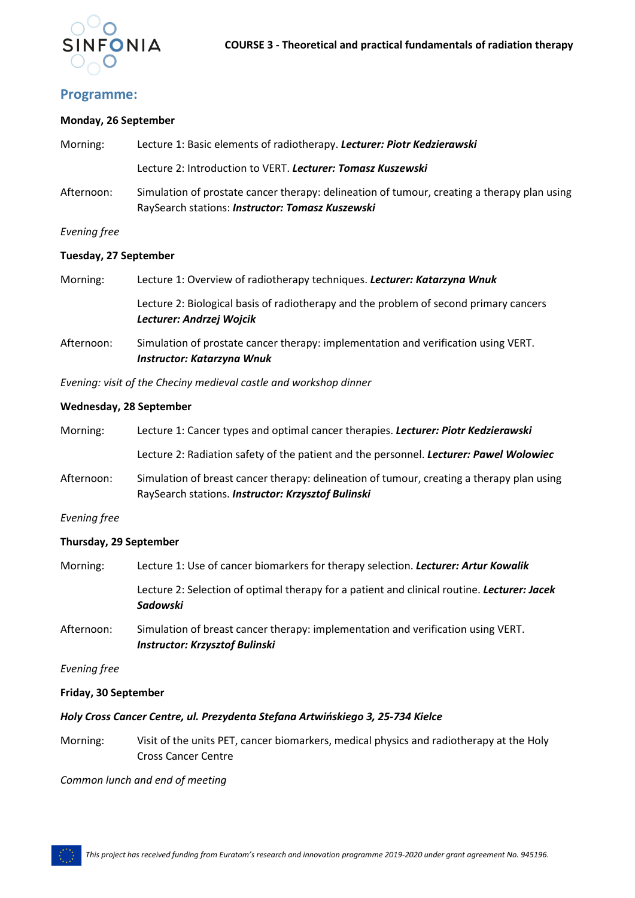## Programme:

**Monday, 26 September**

Morning: Lecture 1: Basic elements of radiotherapy. ***Lecturer: Piotr Kedzierawski***

Lecture 2: Introduction to VERT. ***Lecturer: Tomasz Kuszewski***

Afternoon: Simulation of prostate cancer therapy: delineation of tumour, creating a therapy plan using RaySearch stations: ***Instructor: Tomasz Kuszewski***

*Evening free*

**Tuesday, 27 September**

Morning: Lecture 1: Overview of radiotherapy techniques. ***Lecturer: Katarzyna Wnuk***

Lecture 2: Biological basis of radiotherapy and the problem of second primary cancers ***Lecturer: Andrzej Wojcik***

Afternoon: Simulation of prostate cancer therapy: implementation and verification using VERT. ***Instructor: Katarzyna Wnuk***

*Evening: visit of the Checiny medieval castle and workshop dinner*

**Wednesday, 28 September**

Morning: Lecture 1: Cancer types and optimal cancer therapies. ***Lecturer: Piotr Kedzierawski***

Lecture 2: Radiation safety of the patient and the personnel. ***Lecturer: Pawel Wolowiec***

Afternoon: Simulation of breast cancer therapy: delineation of tumour, creating a therapy plan using RaySearch stations. ***Instructor: Krzysztof Bulinski***

*Evening free*

**Thursday, 29 September**

Morning: Lecture 1: Use of cancer biomarkers for therapy selection. ***Lecturer: Artur Kowalik***

Lecture 2: Selection of optimal therapy for a patient and clinical routine. ***Lecturer: Jacek Sadowski***

Afternoon: Simulation of breast cancer therapy: implementation and verification using VERT. ***Instructor: Krzysztof Bulinski***

*Evening free*

**Friday, 30 September**

***Holy Cross Cancer Centre, ul. Prezydenta Stefana Artwińskiego 3, 25-734 Kielce***

Morning: Visit of the units PET, cancer biomarkers, medical physics and radiotherapy at the Holy Cross Cancer Centre

*Common lunch and end of meeting*

*This project has received funding from Euratom's research and innovation programme 2019-2020 under grant agreement No. 945196.*